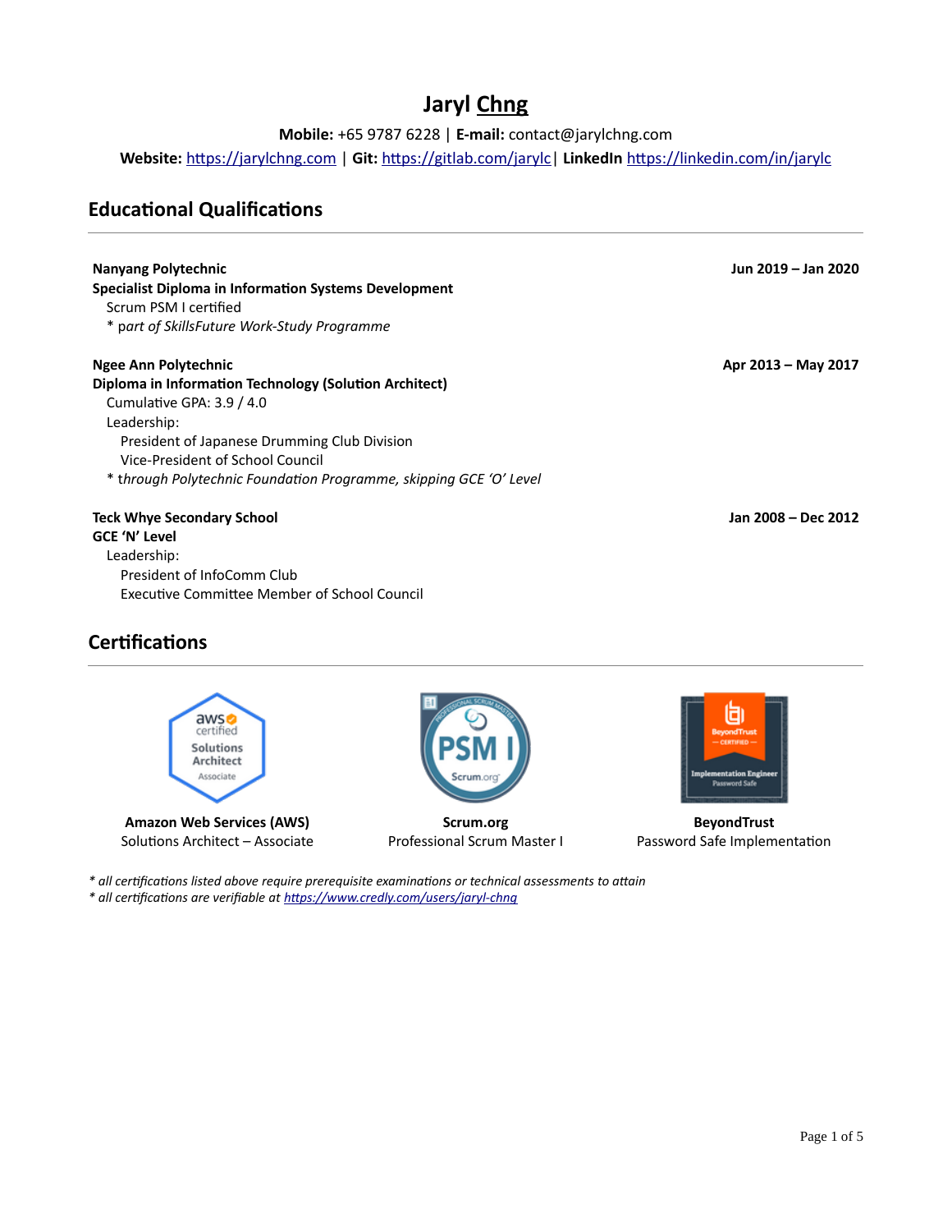# Jaryl Chng

**Mobile:** +65 9787 6228 | **E-mail:** contact@jarylchng.com

**Website:** https://jarylchng.com | **Git:** https://gitlab.com/jarylc | **LinkedIn** https://linkedin.com/in/jarylc

## Educational Qualifications

**Nanyang Polytechnic** — **Jun 2019 – Jan 2020**
**Specialist Diploma in Information Systems Development**
Scrum PSM I certified
* *part of SkillsFuture Work-Study Programme*

**Ngee Ann Polytechnic** — **Apr 2013 – May 2017**
**Diploma in Information Technology (Solution Architect)**
Cumulative GPA: 3.9 / 4.0
Leadership:
- President of Japanese Drumming Club Division
- Vice-President of School Council

* *through Polytechnic Foundation Programme, skipping GCE 'O' Level*

**Teck Whye Secondary School** — **Jan 2008 – Dec 2012**
**GCE 'N' Level**
Leadership:
- President of InfoComm Club
- Executive Committee Member of School Council

## Certifications

**Amazon Web Services (AWS)**
Solutions Architect – Associate

**Scrum.org**
Professional Scrum Master I

**BeyondTrust**
Password Safe Implementation

*\* all certifications listed above require prerequisite examinations or technical assessments to attain*
*\* all certifications are verifiable at https://www.credly.com/users/jaryl-chng*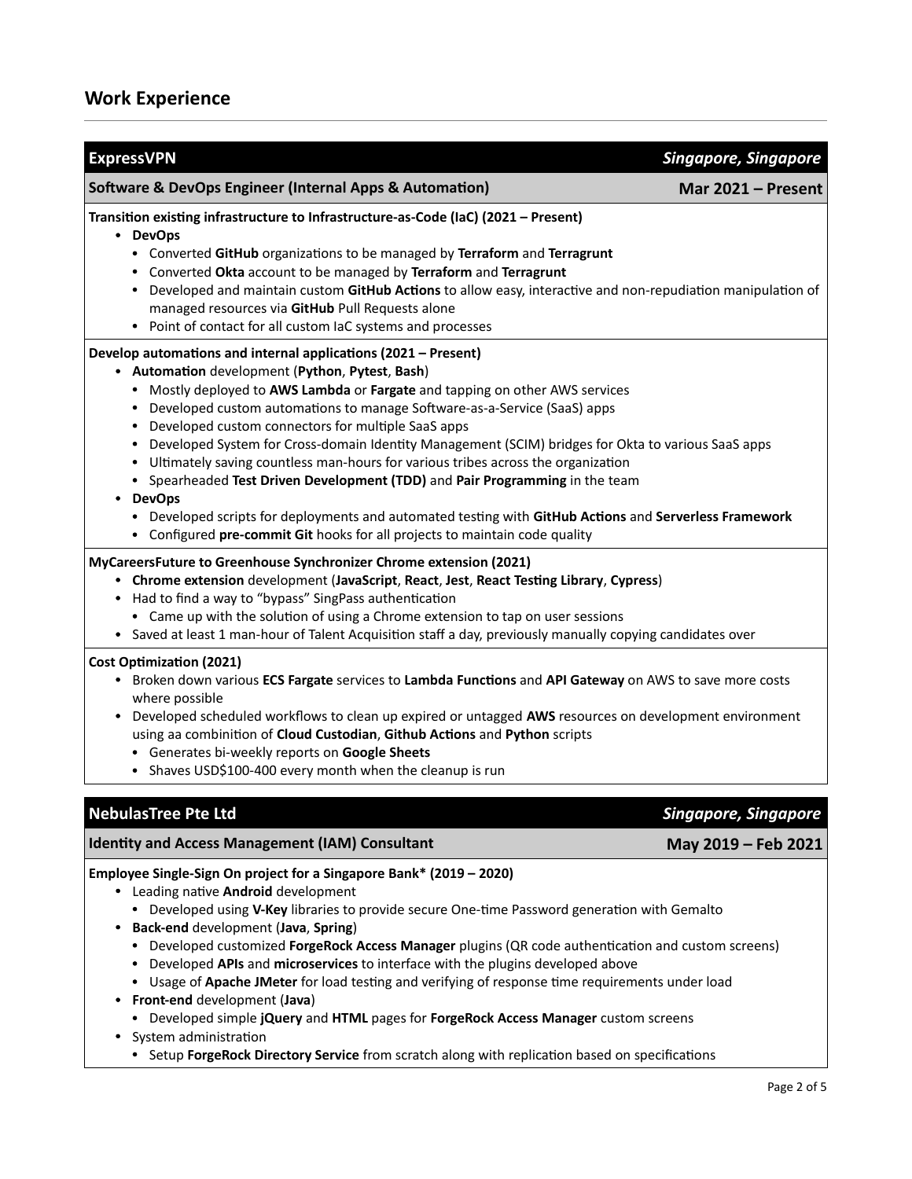## Work Experience

### ExpressVPN — *Singapore, Singapore*

**Software & DevOps Engineer (Internal Apps & Automation)** — **Mar 2021 – Present**

**Transition existing infrastructure to Infrastructure-as-Code (IaC) (2021 – Present)**

- **DevOps**
  - Converted **GitHub** organizations to be managed by **Terraform** and **Terragrunt**
  - Converted **Okta** account to be managed by **Terraform** and **Terragrunt**
  - Developed and maintain custom **GitHub Actions** to allow easy, interactive and non-repudiation manipulation of managed resources via **GitHub** Pull Requests alone
  - Point of contact for all custom IaC systems and processes

**Develop automations and internal applications (2021 – Present)**

- **Automation** development (**Python**, **Pytest**, **Bash**)
  - Mostly deployed to **AWS Lambda** or **Fargate** and tapping on other AWS services
  - Developed custom automations to manage Software-as-a-Service (SaaS) apps
  - Developed custom connectors for multiple SaaS apps
  - Developed System for Cross-domain Identity Management (SCIM) bridges for Okta to various SaaS apps
  - Ultimately saving countless man-hours for various tribes across the organization
  - Spearheaded **Test Driven Development (TDD)** and **Pair Programming** in the team
- **DevOps**
  - Developed scripts for deployments and automated testing with **GitHub Actions** and **Serverless Framework**
  - Configured **pre-commit Git** hooks for all projects to maintain code quality

**MyCareersFuture to Greenhouse Synchronizer Chrome extension (2021)**

- **Chrome extension** development (**JavaScript**, **React**, **Jest**, **React Testing Library**, **Cypress**)
- Had to find a way to "bypass" SingPass authentication
  - Came up with the solution of using a Chrome extension to tap on user sessions
- Saved at least 1 man-hour of Talent Acquisition staff a day, previously manually copying candidates over

**Cost Optimization (2021)**

- Broken down various **ECS Fargate** services to **Lambda Functions** and **API Gateway** on AWS to save more costs where possible
- Developed scheduled workflows to clean up expired or untagged **AWS** resources on development environment using aa combinition of **Cloud Custodian**, **Github Actions** and **Python** scripts
  - Generates bi-weekly reports on **Google Sheets**
  - Shaves USD$100-400 every month when the cleanup is run

### NebulasTree Pte Ltd — *Singapore, Singapore*

**Identity and Access Management (IAM) Consultant** — **May 2019 – Feb 2021**

**Employee Single-Sign On project for a Singapore Bank* (2019 – 2020)**

- Leading native **Android** development
  - Developed using **V-Key** libraries to provide secure One-time Password generation with Gemalto
- **Back-end** development (**Java**, **Spring**)
  - Developed customized **ForgeRock Access Manager** plugins (QR code authentication and custom screens)
  - Developed **APIs** and **microservices** to interface with the plugins developed above
  - Usage of **Apache JMeter** for load testing and verifying of response time requirements under load
- **Front-end** development (**Java**)
  - Developed simple **jQuery** and **HTML** pages for **ForgeRock Access Manager** custom screens
- System administration
  - Setup **ForgeRock Directory Service** from scratch along with replication based on specifications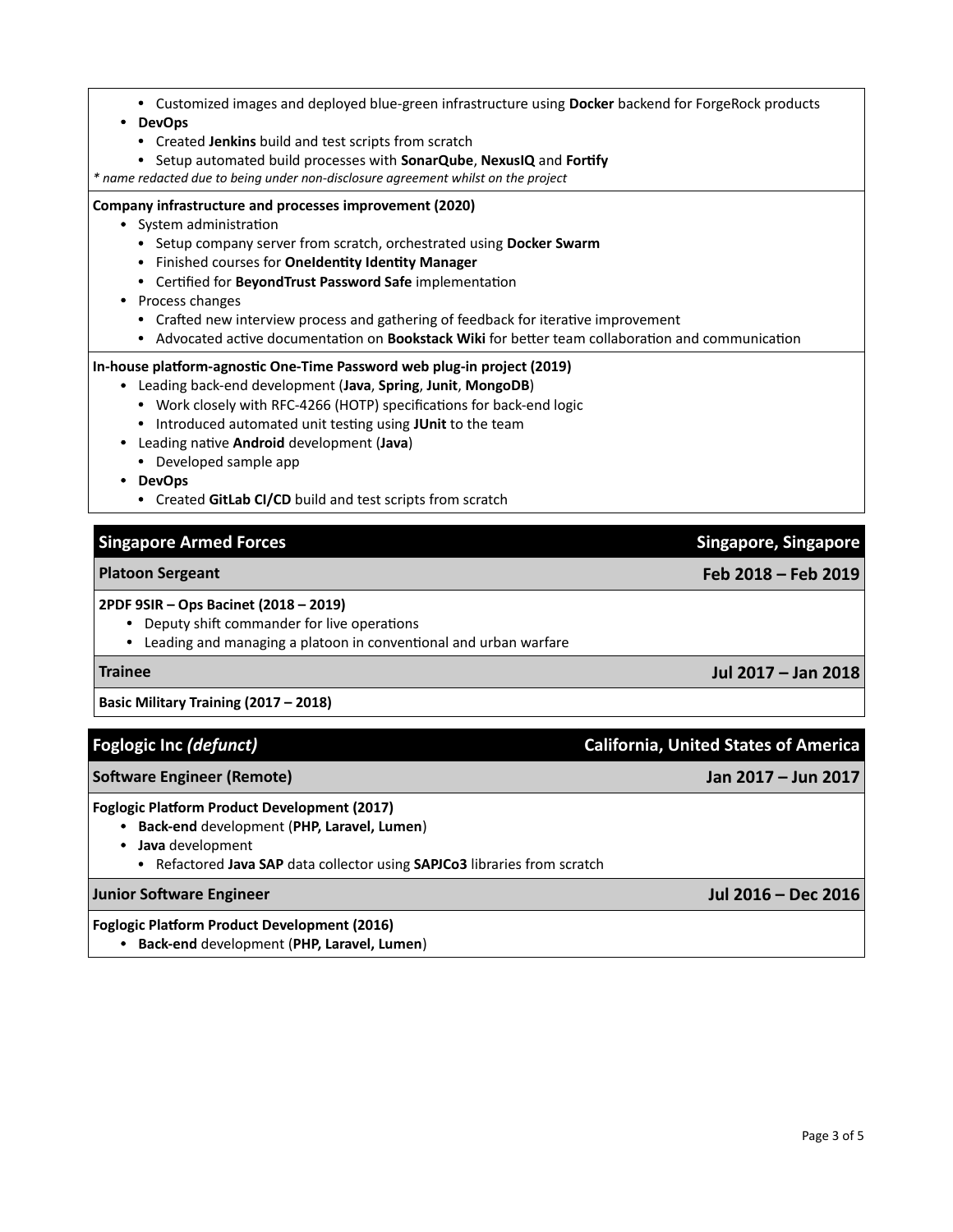- Customized images and deployed blue-green infrastructure using **Docker** backend for ForgeRock products
- **DevOps**
    - Created **Jenkins** build and test scripts from scratch
    - Setup automated build processes with **SonarQube**, **NexusIQ** and **Fortify**

*\* name redacted due to being under non-disclosure agreement whilst on the project*

**Company infrastructure and processes improvement (2020)**

- System administration
    - Setup company server from scratch, orchestrated using **Docker Swarm**
    - Finished courses for **OneIdentity Identity Manager**
    - Certified for **BeyondTrust Password Safe** implementation
- Process changes
    - Crafted new interview process and gathering of feedback for iterative improvement
    - Advocated active documentation on **Bookstack Wiki** for better team collaboration and communication

**In-house platform-agnostic One-Time Password web plug-in project (2019)**

- Leading back-end development (**Java**, **Spring**, **Junit**, **MongoDB**)
    - Work closely with RFC-4266 (HOTP) specifications for back-end logic
    - Introduced automated unit testing using **JUnit** to the team
- Leading native **Android** development (**Java**)
    - Developed sample app
- **DevOps**
    - Created **GitLab CI/CD** build and test scripts from scratch

## Singapore Armed Forces — Singapore, Singapore

### Platoon Sergeant — Feb 2018 – Feb 2019

**2PDF 9SIR – Ops Bacinet (2018 – 2019)**

- Deputy shift commander for live operations
- Leading and managing a platoon in conventional and urban warfare

### Trainee — Jul 2017 – Jan 2018

**Basic Military Training (2017 – 2018)**

## Foglogic Inc *(defunct)* — California, United States of America

### Software Engineer (Remote) — Jan 2017 – Jun 2017

**Foglogic Platform Product Development (2017)**

- **Back-end** development (**PHP, Laravel, Lumen**)
- **Java** development
    - Refactored **Java SAP** data collector using **SAPJCo3** libraries from scratch

### Junior Software Engineer — Jul 2016 – Dec 2016

**Foglogic Platform Product Development (2016)**

- **Back-end** development (**PHP, Laravel, Lumen**)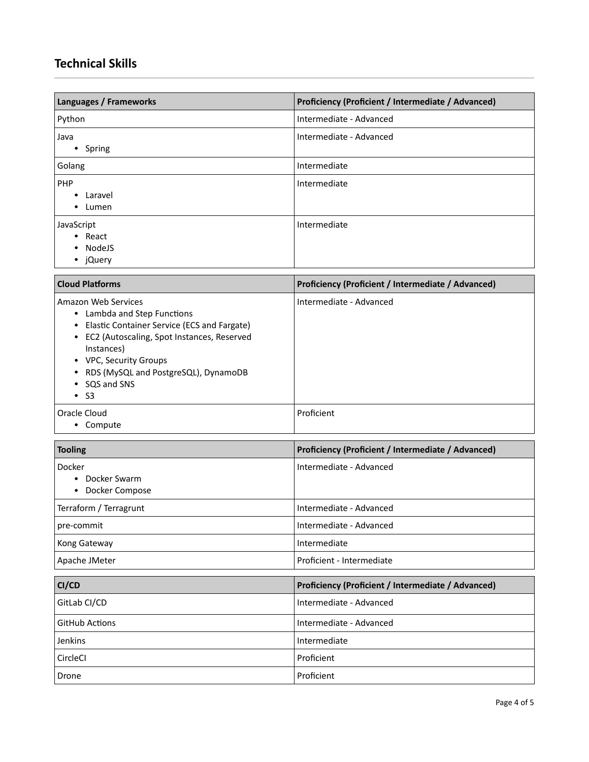## Technical Skills

| Languages / Frameworks | Proficiency (Proficient / Intermediate / Advanced) |
| --- | --- |
| Python | Intermediate - Advanced |
| Java<br>• Spring | Intermediate - Advanced |
| Golang | Intermediate |
| PHP<br>• Laravel<br>• Lumen | Intermediate |
| JavaScript<br>• React<br>• NodeJS<br>• jQuery | Intermediate |

| Cloud Platforms | Proficiency (Proficient / Intermediate / Advanced) |
| --- | --- |
| Amazon Web Services<br>• Lambda and Step Functions<br>• Elastic Container Service (ECS and Fargate)<br>• EC2 (Autoscaling, Spot Instances, Reserved Instances)<br>• VPC, Security Groups<br>• RDS (MySQL and PostgreSQL), DynamoDB<br>• SQS and SNS<br>• S3 | Intermediate - Advanced |
| Oracle Cloud<br>• Compute | Proficient |

| Tooling | Proficiency (Proficient / Intermediate / Advanced) |
| --- | --- |
| Docker<br>• Docker Swarm<br>• Docker Compose | Intermediate - Advanced |
| Terraform / Terragrunt | Intermediate - Advanced |
| pre-commit | Intermediate - Advanced |
| Kong Gateway | Intermediate |
| Apache JMeter | Proficient - Intermediate |

| CI/CD | Proficiency (Proficient / Intermediate / Advanced) |
| --- | --- |
| GitLab CI/CD | Intermediate - Advanced |
| GitHub Actions | Intermediate - Advanced |
| Jenkins | Intermediate |
| CircleCI | Proficient |
| Drone | Proficient |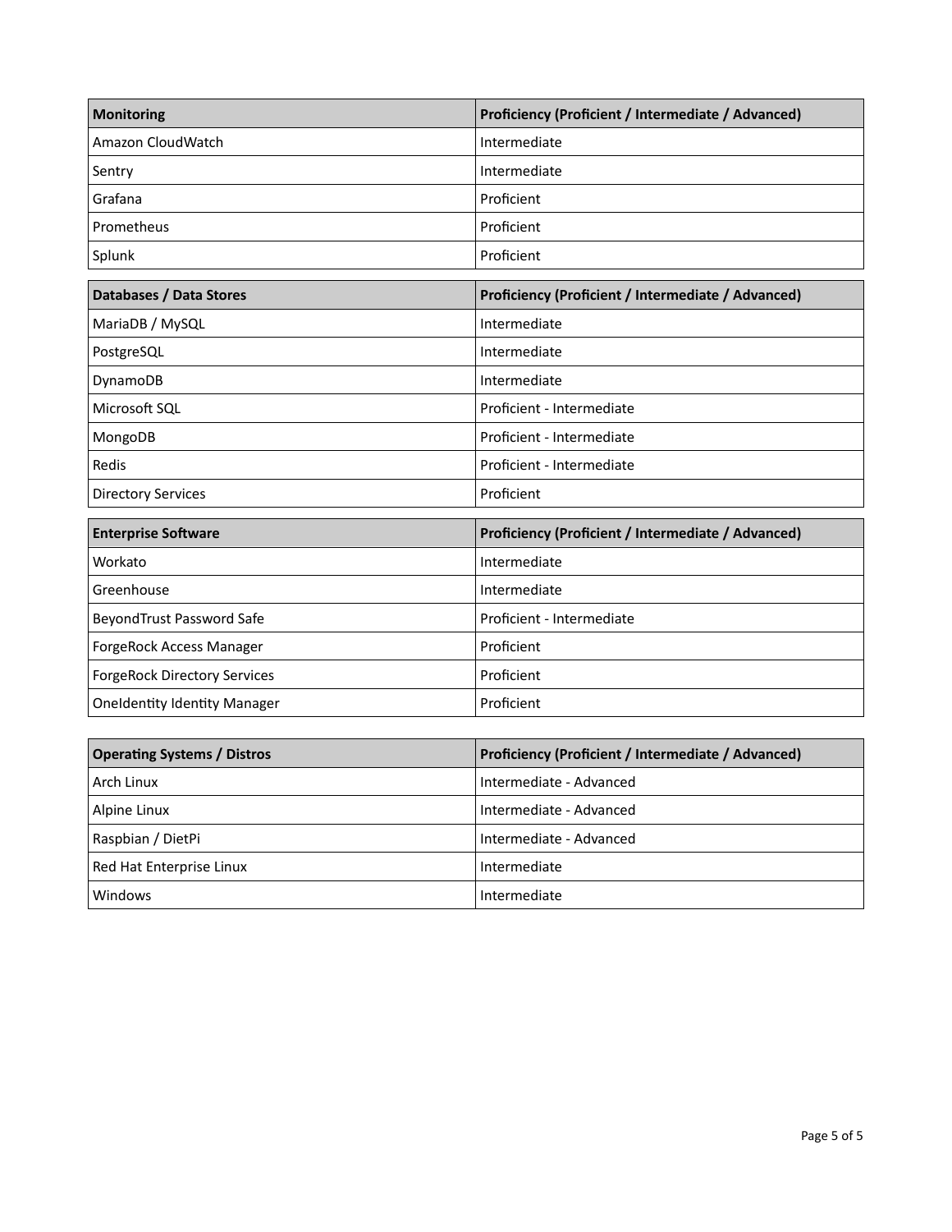| Monitoring | Proficiency (Proficient / Intermediate / Advanced) |
|---|---|
| Amazon CloudWatch | Intermediate |
| Sentry | Intermediate |
| Grafana | Proficient |
| Prometheus | Proficient |
| Splunk | Proficient |

| Databases / Data Stores | Proficiency (Proficient / Intermediate / Advanced) |
|---|---|
| MariaDB / MySQL | Intermediate |
| PostgreSQL | Intermediate |
| DynamoDB | Intermediate |
| Microsoft SQL | Proficient - Intermediate |
| MongoDB | Proficient - Intermediate |
| Redis | Proficient - Intermediate |
| Directory Services | Proficient |

| Enterprise Software | Proficiency (Proficient / Intermediate / Advanced) |
|---|---|
| Workato | Intermediate |
| Greenhouse | Intermediate |
| BeyondTrust Password Safe | Proficient - Intermediate |
| ForgeRock Access Manager | Proficient |
| ForgeRock Directory Services | Proficient |
| OneIdentity Identity Manager | Proficient |

| Operating Systems / Distros | Proficiency (Proficient / Intermediate / Advanced) |
|---|---|
| Arch Linux | Intermediate - Advanced |
| Alpine Linux | Intermediate - Advanced |
| Raspbian / DietPi | Intermediate - Advanced |
| Red Hat Enterprise Linux | Intermediate |
| Windows | Intermediate |